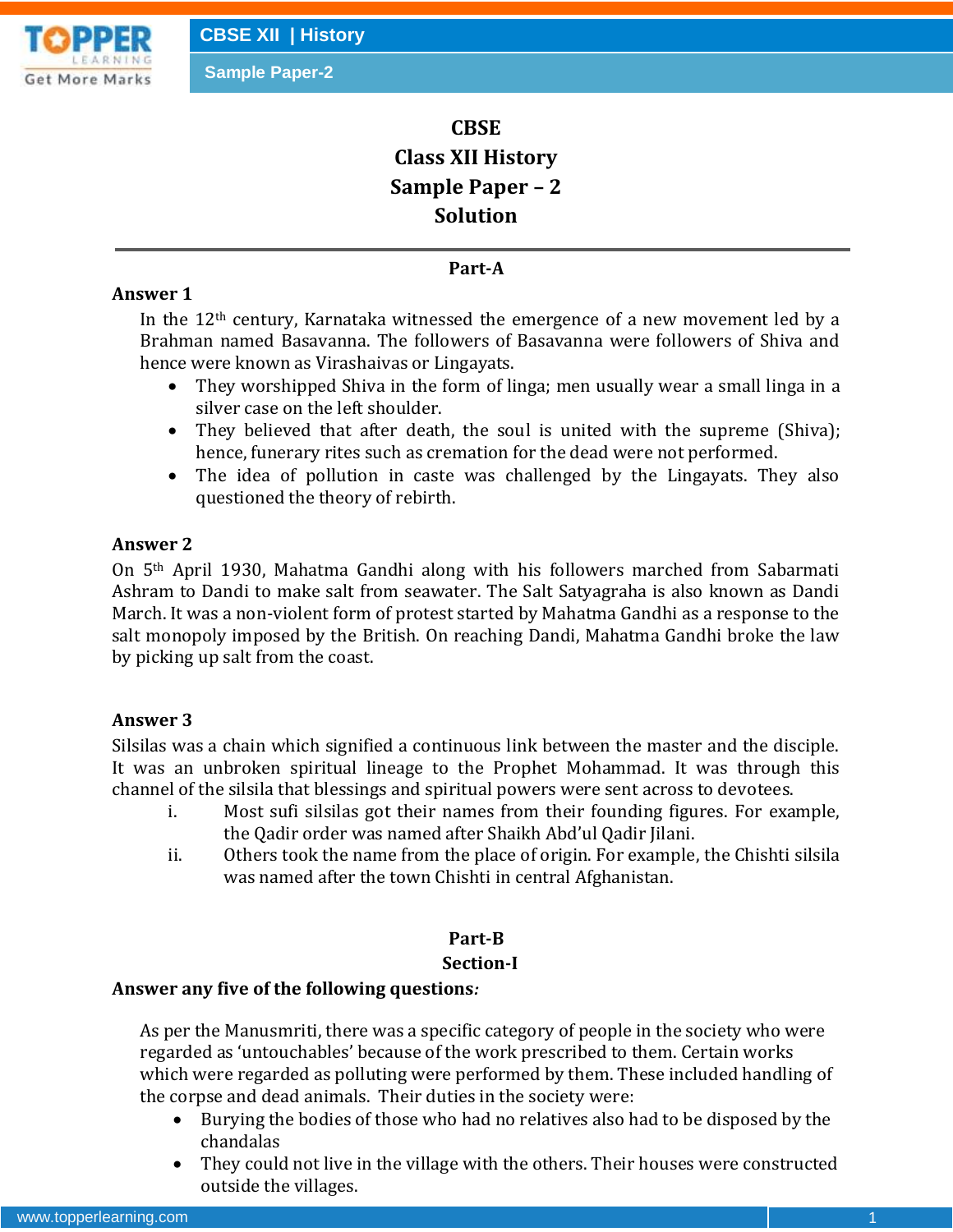# CBSE
# Class XII History
# Sample Paper – 2
# Solution

---

## Part-A

**Answer 1**

In the 12th century, Karnataka witnessed the emergence of a new movement led by a Brahman named Basavanna. The followers of Basavanna were followers of Shiva and hence were known as Virashaivas or Lingayats.

- They worshipped Shiva in the form of linga; men usually wear a small linga in a silver case on the left shoulder.
- They believed that after death, the soul is united with the supreme (Shiva); hence, funerary rites such as cremation for the dead were not performed.
- The idea of pollution in caste was challenged by the Lingayats. They also questioned the theory of rebirth.

**Answer 2**

On 5th April 1930, Mahatma Gandhi along with his followers marched from Sabarmati Ashram to Dandi to make salt from seawater. The Salt Satyagraha is also known as Dandi March. It was a non-violent form of protest started by Mahatma Gandhi as a response to the salt monopoly imposed by the British. On reaching Dandi, Mahatma Gandhi broke the law by picking up salt from the coast.

**Answer 3**

Silsilas was a chain which signified a continuous link between the master and the disciple. It was an unbroken spiritual lineage to the Prophet Mohammad. It was through this channel of the silsila that blessings and spiritual powers were sent across to devotees.

i. Most sufi silsilas got their names from their founding figures. For example, the Qadir order was named after Shaikh Abd'ul Qadir Jilani.

ii. Others took the name from the place of origin. For example, the Chishti silsila was named after the town Chishti in central Afghanistan.

## Part-B

### Section-I

**Answer any five of the following questions:**

As per the Manusmriti, there was a specific category of people in the society who were regarded as 'untouchables' because of the work prescribed to them. Certain works which were regarded as polluting were performed by them. These included handling of the corpse and dead animals. Their duties in the society were:

- Burying the bodies of those who had no relatives also had to be disposed by the chandalas
- They could not live in the village with the others. Their houses were constructed outside the villages.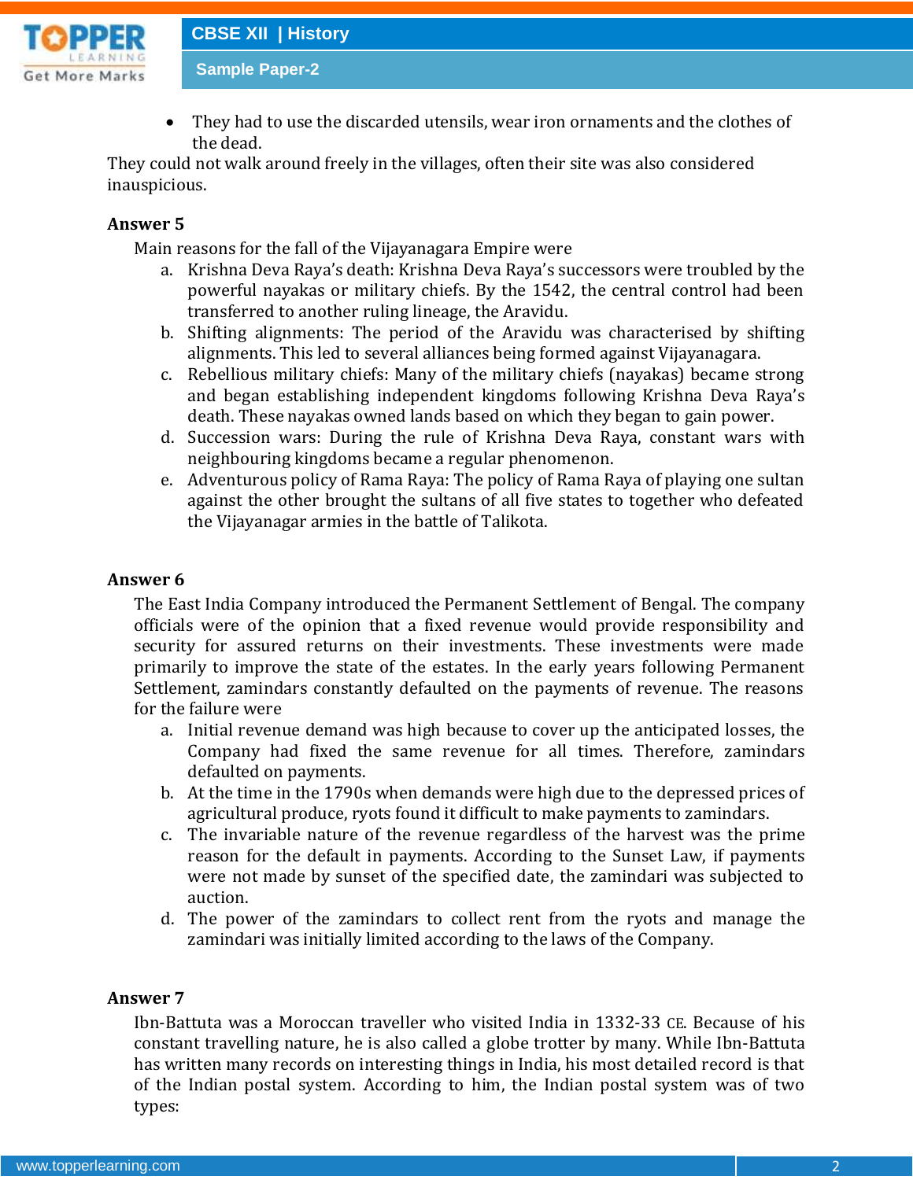- They had to use the discarded utensils, wear iron ornaments and the clothes of the dead.

They could not walk around freely in the villages, often their site was also considered inauspicious.

**Answer 5**

Main reasons for the fall of the Vijayanagara Empire were

a. Krishna Deva Raya's death: Krishna Deva Raya's successors were troubled by the powerful nayakas or military chiefs. By the 1542, the central control had been transferred to another ruling lineage, the Aravidu.
b. Shifting alignments: The period of the Aravidu was characterised by shifting alignments. This led to several alliances being formed against Vijayanagara.
c. Rebellious military chiefs: Many of the military chiefs (nayakas) became strong and began establishing independent kingdoms following Krishna Deva Raya's death. These nayakas owned lands based on which they began to gain power.
d. Succession wars: During the rule of Krishna Deva Raya, constant wars with neighbouring kingdoms became a regular phenomenon.
e. Adventurous policy of Rama Raya: The policy of Rama Raya of playing one sultan against the other brought the sultans of all five states to together who defeated the Vijayanagar armies in the battle of Talikota.

**Answer 6**

The East India Company introduced the Permanent Settlement of Bengal. The company officials were of the opinion that a fixed revenue would provide responsibility and security for assured returns on their investments. These investments were made primarily to improve the state of the estates. In the early years following Permanent Settlement, zamindars constantly defaulted on the payments of revenue. The reasons for the failure were

a. Initial revenue demand was high because to cover up the anticipated losses, the Company had fixed the same revenue for all times. Therefore, zamindars defaulted on payments.
b. At the time in the 1790s when demands were high due to the depressed prices of agricultural produce, ryots found it difficult to make payments to zamindars.
c. The invariable nature of the revenue regardless of the harvest was the prime reason for the default in payments. According to the Sunset Law, if payments were not made by sunset of the specified date, the zamindari was subjected to auction.
d. The power of the zamindars to collect rent from the ryots and manage the zamindari was initially limited according to the laws of the Company.

**Answer 7**

Ibn-Battuta was a Moroccan traveller who visited India in 1332-33 CE. Because of his constant travelling nature, he is also called a globe trotter by many. While Ibn-Battuta has written many records on interesting things in India, his most detailed record is that of the Indian postal system. According to him, the Indian postal system was of two types: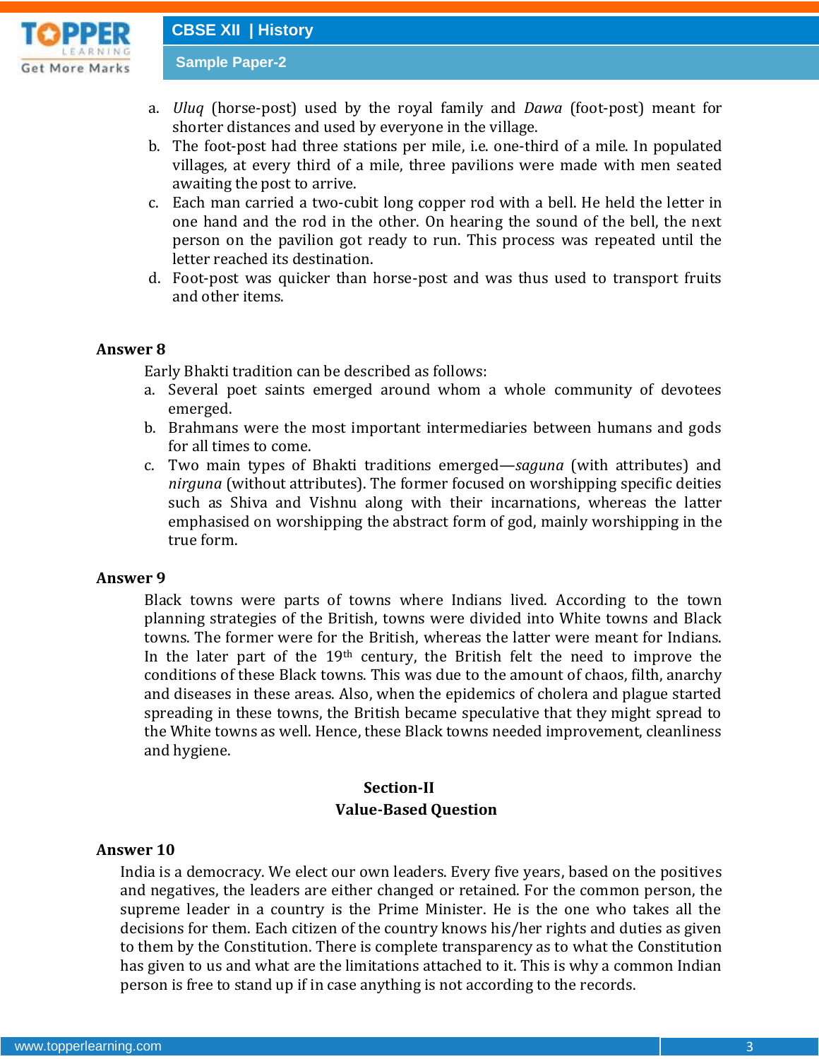a. *Uluq* (horse-post) used by the royal family and *Dawa* (foot-post) meant for shorter distances and used by everyone in the village.
b. The foot-post had three stations per mile, i.e. one-third of a mile. In populated villages, at every third of a mile, three pavilions were made with men seated awaiting the post to arrive.
c. Each man carried a two-cubit long copper rod with a bell. He held the letter in one hand and the rod in the other. On hearing the sound of the bell, the next person on the pavilion got ready to run. This process was repeated until the letter reached its destination.
d. Foot-post was quicker than horse-post and was thus used to transport fruits and other items.

**Answer 8**

Early Bhakti tradition can be described as follows:

a. Several poet saints emerged around whom a whole community of devotees emerged.
b. Brahmans were the most important intermediaries between humans and gods for all times to come.
c. Two main types of Bhakti traditions emerged—*saguna* (with attributes) and *nirguna* (without attributes). The former focused on worshipping specific deities such as Shiva and Vishnu along with their incarnations, whereas the latter emphasised on worshipping the abstract form of god, mainly worshipping in the true form.

**Answer 9**

Black towns were parts of towns where Indians lived. According to the town planning strategies of the British, towns were divided into White towns and Black towns. The former were for the British, whereas the latter were meant for Indians. In the later part of the 19th century, the British felt the need to improve the conditions of these Black towns. This was due to the amount of chaos, filth, anarchy and diseases in these areas. Also, when the epidemics of cholera and plague started spreading in these towns, the British became speculative that they might spread to the White towns as well. Hence, these Black towns needed improvement, cleanliness and hygiene.

## Section-II
## Value-Based Question

**Answer 10**

India is a democracy. We elect our own leaders. Every five years, based on the positives and negatives, the leaders are either changed or retained. For the common person, the supreme leader in a country is the Prime Minister. He is the one who takes all the decisions for them. Each citizen of the country knows his/her rights and duties as given to them by the Constitution. There is complete transparency as to what the Constitution has given to us and what are the limitations attached to it. This is why a common Indian person is free to stand up if in case anything is not according to the records.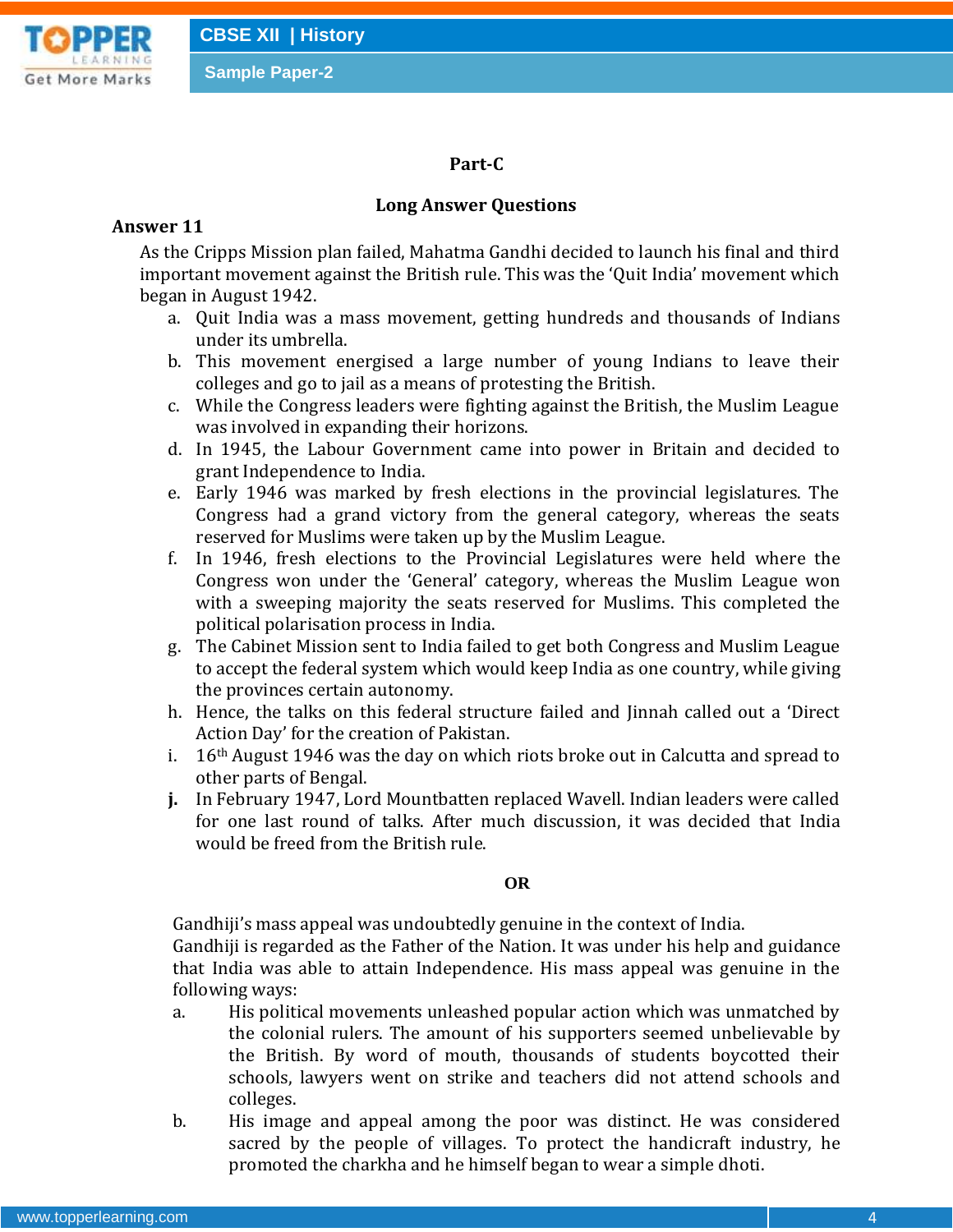## Part-C

## Long Answer Questions

**Answer 11**

As the Cripps Mission plan failed, Mahatma Gandhi decided to launch his final and third important movement against the British rule. This was the 'Quit India' movement which began in August 1942.

a. Quit India was a mass movement, getting hundreds and thousands of Indians under its umbrella.
b. This movement energised a large number of young Indians to leave their colleges and go to jail as a means of protesting the British.
c. While the Congress leaders were fighting against the British, the Muslim League was involved in expanding their horizons.
d. In 1945, the Labour Government came into power in Britain and decided to grant Independence to India.
e. Early 1946 was marked by fresh elections in the provincial legislatures. The Congress had a grand victory from the general category, whereas the seats reserved for Muslims were taken up by the Muslim League.
f. In 1946, fresh elections to the Provincial Legislatures were held where the Congress won under the 'General' category, whereas the Muslim League won with a sweeping majority the seats reserved for Muslims. This completed the political polarisation process in India.
g. The Cabinet Mission sent to India failed to get both Congress and Muslim League to accept the federal system which would keep India as one country, while giving the provinces certain autonomy.
h. Hence, the talks on this federal structure failed and Jinnah called out a 'Direct Action Day' for the creation of Pakistan.
i. 16th August 1946 was the day on which riots broke out in Calcutta and spread to other parts of Bengal.
**j.** In February 1947, Lord Mountbatten replaced Wavell. Indian leaders were called for one last round of talks. After much discussion, it was decided that India would be freed from the British rule.

**OR**

Gandhiji's mass appeal was undoubtedly genuine in the context of India.
Gandhiji is regarded as the Father of the Nation. It was under his help and guidance that India was able to attain Independence. His mass appeal was genuine in the following ways:

a. His political movements unleashed popular action which was unmatched by the colonial rulers. The amount of his supporters seemed unbelievable by the British. By word of mouth, thousands of students boycotted their schools, lawyers went on strike and teachers did not attend schools and colleges.
b. His image and appeal among the poor was distinct. He was considered sacred by the people of villages. To protect the handicraft industry, he promoted the charkha and he himself began to wear a simple dhoti.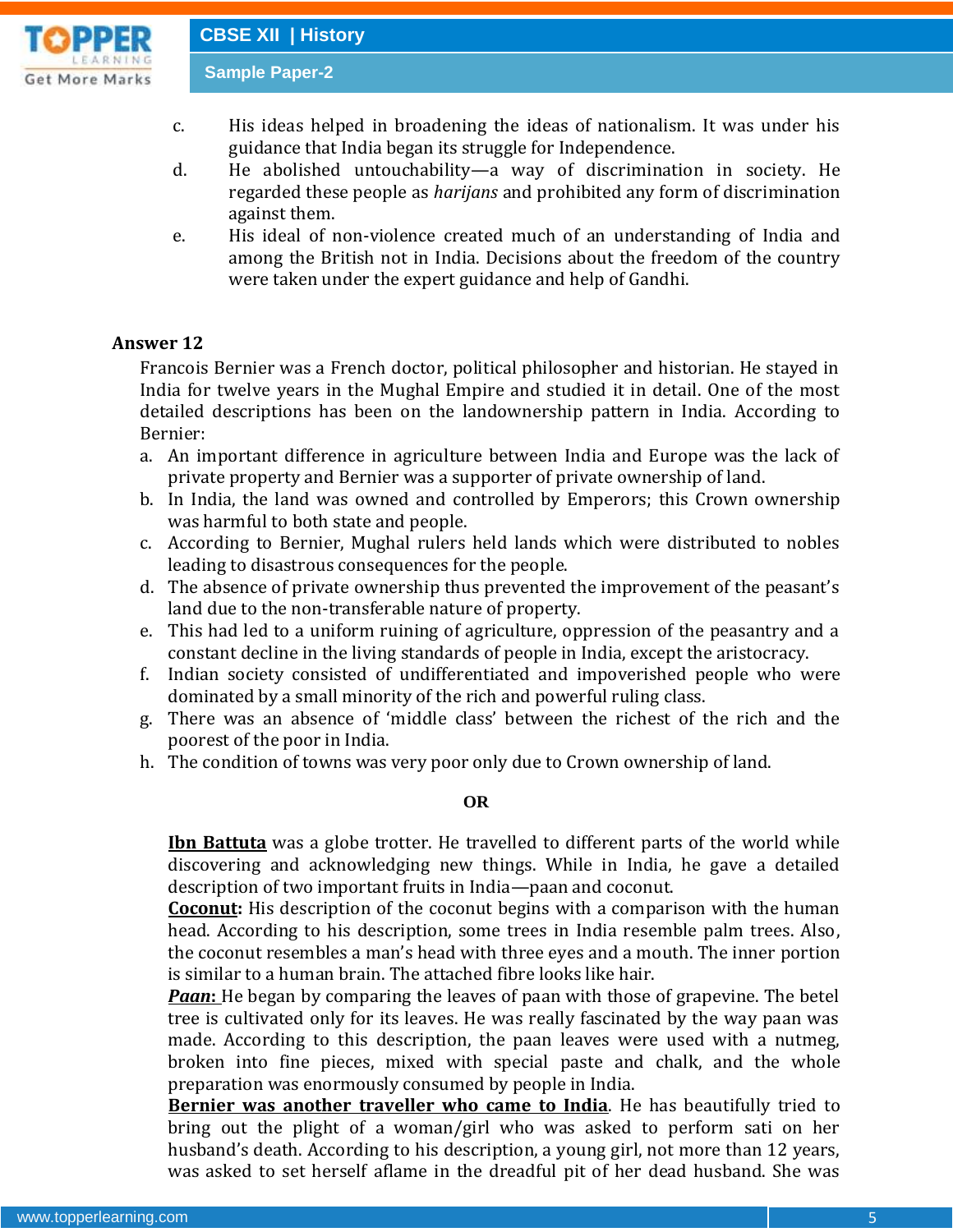c. His ideas helped in broadening the ideas of nationalism. It was under his guidance that India began its struggle for Independence.

d. He abolished untouchability—a way of discrimination in society. He regarded these people as *harijans* and prohibited any form of discrimination against them.

e. His ideal of non-violence created much of an understanding of India and among the British not in India. Decisions about the freedom of the country were taken under the expert guidance and help of Gandhi.

**Answer 12**

Francois Bernier was a French doctor, political philosopher and historian. He stayed in India for twelve years in the Mughal Empire and studied it in detail. One of the most detailed descriptions has been on the landownership pattern in India. According to Bernier:

a. An important difference in agriculture between India and Europe was the lack of private property and Bernier was a supporter of private ownership of land.
b. In India, the land was owned and controlled by Emperors; this Crown ownership was harmful to both state and people.
c. According to Bernier, Mughal rulers held lands which were distributed to nobles leading to disastrous consequences for the people.
d. The absence of private ownership thus prevented the improvement of the peasant's land due to the non-transferable nature of property.
e. This had led to a uniform ruining of agriculture, oppression of the peasantry and a constant decline in the living standards of people in India, except the aristocracy.
f. Indian society consisted of undifferentiated and impoverished people who were dominated by a small minority of the rich and powerful ruling class.
g. There was an absence of 'middle class' between the richest of the rich and the poorest of the poor in India.
h. The condition of towns was very poor only due to Crown ownership of land.

**OR**

**<u>Ibn Battuta</u>** was a globe trotter. He travelled to different parts of the world while discovering and acknowledging new things. While in India, he gave a detailed description of two important fruits in India—paan and coconut.

**<u>Coconut</u>:** His description of the coconut begins with a comparison with the human head. According to his description, some trees in India resemble palm trees. Also, the coconut resembles a man's head with three eyes and a mouth. The inner portion is similar to a human brain. The attached fibre looks like hair.

***<u>Paan</u>*:** He began by comparing the leaves of paan with those of grapevine. The betel tree is cultivated only for its leaves. He was really fascinated by the way paan was made. According to this description, the paan leaves were used with a nutmeg, broken into fine pieces, mixed with special paste and chalk, and the whole preparation was enormously consumed by people in India.

**<u>Bernier was another traveller who came to India</u>**. He has beautifully tried to bring out the plight of a woman/girl who was asked to perform sati on her husband's death. According to his description, a young girl, not more than 12 years, was asked to set herself aflame in the dreadful pit of her dead husband. She was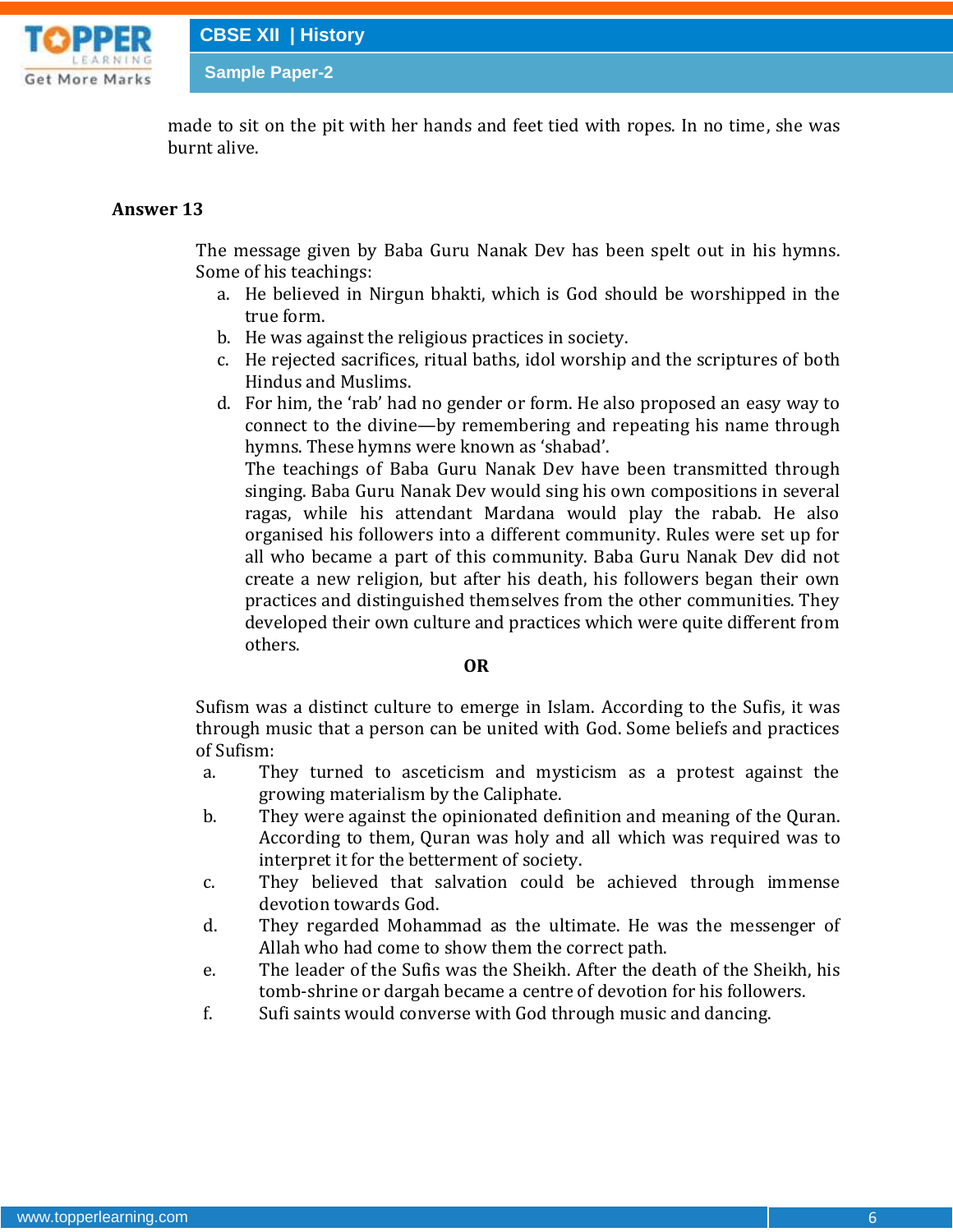made to sit on the pit with her hands and feet tied with ropes. In no time, she was burnt alive.

**Answer 13**

The message given by Baba Guru Nanak Dev has been spelt out in his hymns. Some of his teachings:

a. He believed in Nirgun bhakti, which is God should be worshipped in the true form.
b. He was against the religious practices in society.
c. He rejected sacrifices, ritual baths, idol worship and the scriptures of both Hindus and Muslims.
d. For him, the 'rab' had no gender or form. He also proposed an easy way to connect to the divine—by remembering and repeating his name through hymns. These hymns were known as 'shabad'.
   The teachings of Baba Guru Nanak Dev have been transmitted through singing. Baba Guru Nanak Dev would sing his own compositions in several ragas, while his attendant Mardana would play the rabab. He also organised his followers into a different community. Rules were set up for all who became a part of this community. Baba Guru Nanak Dev did not create a new religion, but after his death, his followers began their own practices and distinguished themselves from the other communities. They developed their own culture and practices which were quite different from others.

**OR**

Sufism was a distinct culture to emerge in Islam. According to the Sufis, it was through music that a person can be united with God. Some beliefs and practices of Sufism:

a. They turned to asceticism and mysticism as a protest against the growing materialism by the Caliphate.
b. They were against the opinionated definition and meaning of the Quran. According to them, Quran was holy and all which was required was to interpret it for the betterment of society.
c. They believed that salvation could be achieved through immense devotion towards God.
d. They regarded Mohammad as the ultimate. He was the messenger of Allah who had come to show them the correct path.
e. The leader of the Sufis was the Sheikh. After the death of the Sheikh, his tomb-shrine or dargah became a centre of devotion for his followers.
f. Sufi saints would converse with God through music and dancing.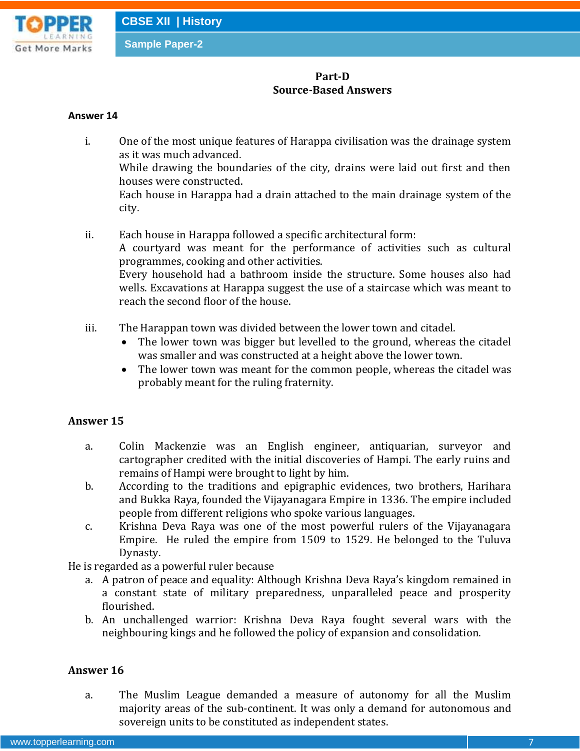## Part-D
## Source-Based Answers

**Answer 14**

i. One of the most unique features of Harappa civilisation was the drainage system as it was much advanced.
While drawing the boundaries of the city, drains were laid out first and then houses were constructed.
Each house in Harappa had a drain attached to the main drainage system of the city.

ii. Each house in Harappa followed a specific architectural form:
A courtyard was meant for the performance of activities such as cultural programmes, cooking and other activities.
Every household had a bathroom inside the structure. Some houses also had wells. Excavations at Harappa suggest the use of a staircase which was meant to reach the second floor of the house.

iii. The Harappan town was divided between the lower town and citadel.
- The lower town was bigger but levelled to the ground, whereas the citadel was smaller and was constructed at a height above the lower town.
- The lower town was meant for the common people, whereas the citadel was probably meant for the ruling fraternity.

**Answer 15**

a. Colin Mackenzie was an English engineer, antiquarian, surveyor and cartographer credited with the initial discoveries of Hampi. The early ruins and remains of Hampi were brought to light by him.

b. According to the traditions and epigraphic evidences, two brothers, Harihara and Bukka Raya, founded the Vijayanagara Empire in 1336. The empire included people from different religions who spoke various languages.

c. Krishna Deva Raya was one of the most powerful rulers of the Vijayanagara Empire. He ruled the empire from 1509 to 1529. He belonged to the Tuluva Dynasty.

He is regarded as a powerful ruler because

a. A patron of peace and equality: Although Krishna Deva Raya's kingdom remained in a constant state of military preparedness, unparalleled peace and prosperity flourished.
b. An unchallenged warrior: Krishna Deva Raya fought several wars with the neighbouring kings and he followed the policy of expansion and consolidation.

**Answer 16**

a. The Muslim League demanded a measure of autonomy for all the Muslim majority areas of the sub-continent. It was only a demand for autonomous and sovereign units to be constituted as independent states.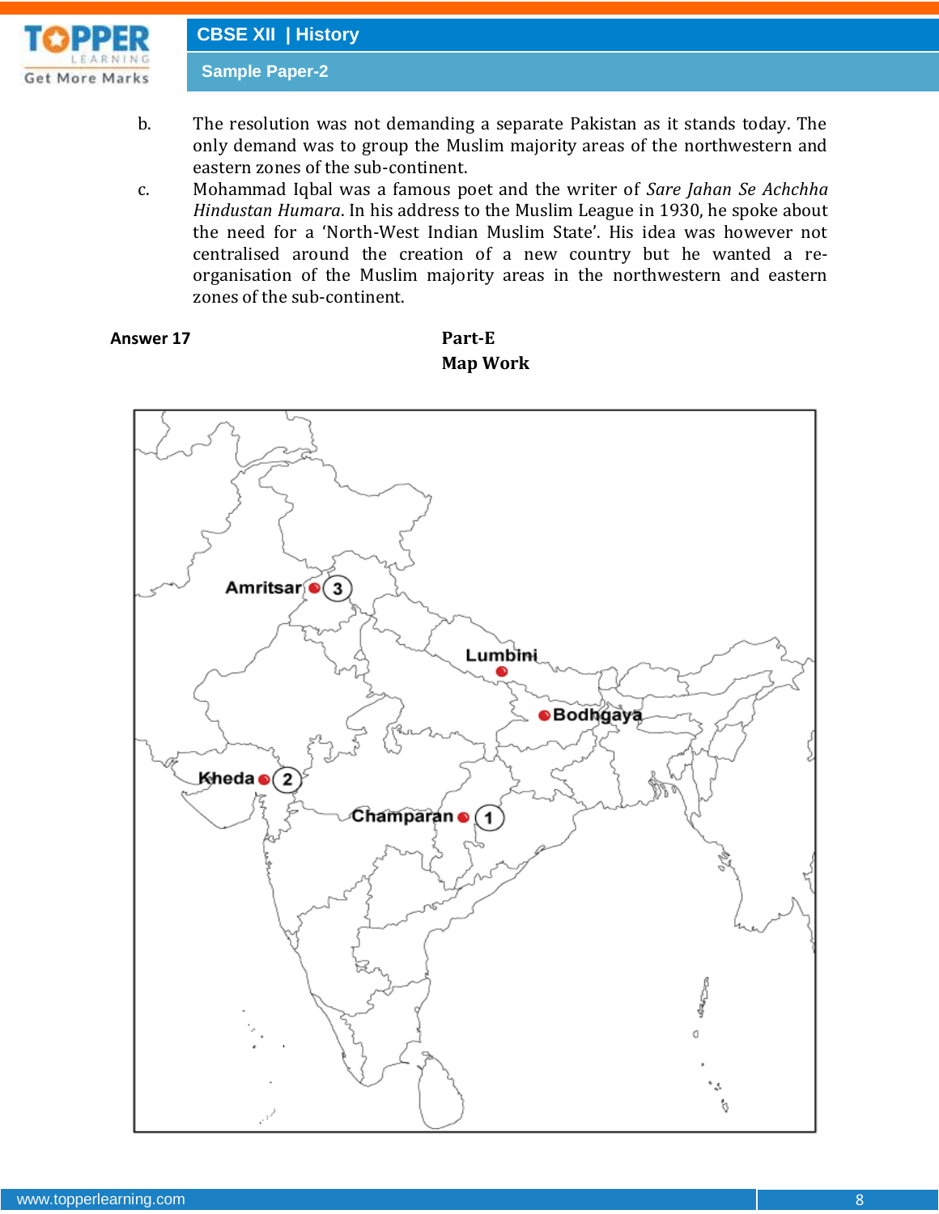b. The resolution was not demanding a separate Pakistan as it stands today. The only demand was to group the Muslim majority areas of the northwestern and eastern zones of the sub-continent.

c. Mohammad Iqbal was a famous poet and the writer of *Sare Jahan Se Achchha Hindustan Humara*. In his address to the Muslim League in 1930, he spoke about the need for a 'North-West Indian Muslim State'. His idea was however not centralised around the creation of a new country but he wanted a re-organisation of the Muslim majority areas in the northwestern and eastern zones of the sub-continent.

**Answer 17**

## Part-E
## Map Work

Amritsar 3

Lumbini

Bodhgaya

Kheda 2

Champaran 1